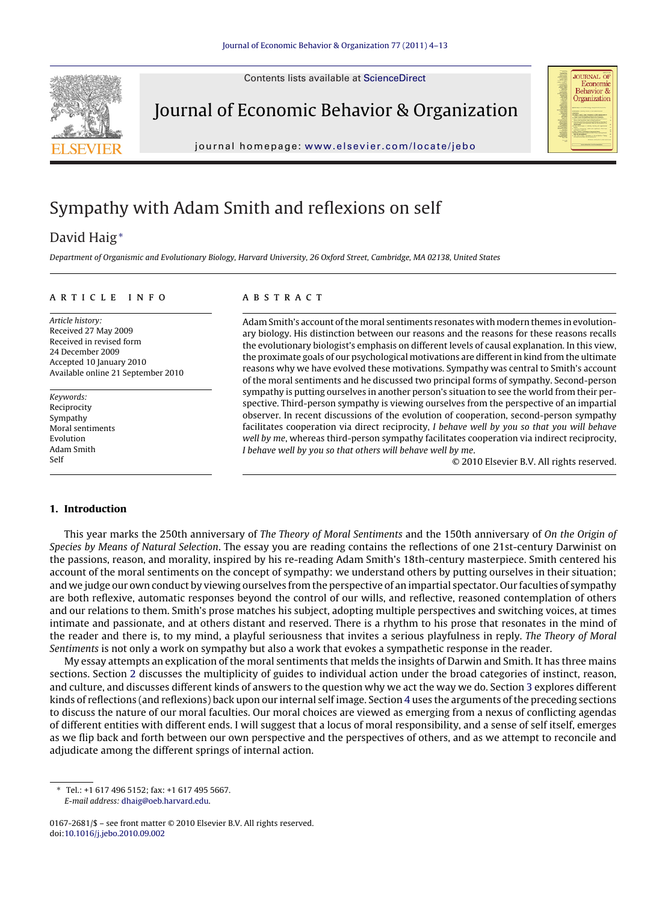# Sympathy with Adam Smith and reflexions on self

David Haig *

*Department of Organismic and Evolutionary Biology, Harvard University, 26 Oxford Street, Cambridge, MA 02138, United States*

## ARTICLE INFO

*Article history:*
Received 27 May 2009
Received in revised form 24 December 2009
Accepted 10 January 2010
Available online 21 September 2010

*Keywords:*
Reciprocity
Sympathy
Moral sentiments
Evolution
Adam Smith
Self

## ABSTRACT

Adam Smith's account of the moral sentiments resonates with modern themes in evolutionary biology. His distinction between our reasons and the reasons for these reasons recalls the evolutionary biologist's emphasis on different levels of causal explanation. In this view, the proximate goals of our psychological motivations are different in kind from the ultimate reasons why we have evolved these motivations. Sympathy was central to Smith's account of the moral sentiments and he discussed two principal forms of sympathy. Second-person sympathy is putting ourselves in another person's situation to see the world from their perspective. Third-person sympathy is viewing ourselves from the perspective of an impartial observer. In recent discussions of the evolution of cooperation, second-person sympathy facilitates cooperation via direct reciprocity, *I behave well by you so that you will behave well by me*, whereas third-person sympathy facilitates cooperation via indirect reciprocity, *I behave well by you so that others will behave well by me*.

© 2010 Elsevier B.V. All rights reserved.

## 1. Introduction

This year marks the 250th anniversary of *The Theory of Moral Sentiments* and the 150th anniversary of *On the Origin of Species by Means of Natural Selection*. The essay you are reading contains the reflections of one 21st-century Darwinist on the passions, reason, and morality, inspired by his re-reading Adam Smith's 18th-century masterpiece. Smith centered his account of the moral sentiments on the concept of sympathy: we understand others by putting ourselves in their situation; and we judge our own conduct by viewing ourselves from the perspective of an impartial spectator. Our faculties of sympathy are both reflexive, automatic responses beyond the control of our wills, and reflective, reasoned contemplation of others and our relations to them. Smith's prose matches his subject, adopting multiple perspectives and switching voices, at times intimate and passionate, and at others distant and reserved. There is a rhythm to his prose that resonates in the mind of the reader and there is, to my mind, a playful seriousness that invites a serious playfulness in reply. *The Theory of Moral Sentiments* is not only a work on sympathy but also a work that evokes a sympathetic response in the reader.

My essay attempts an explication of the moral sentiments that melds the insights of Darwin and Smith. It has three mains sections. Section 2 discusses the multiplicity of guides to individual action under the broad categories of instinct, reason, and culture, and discusses different kinds of answers to the question why we act the way we do. Section 3 explores different kinds of reflections (and reflexions) back upon our internal self image. Section 4 uses the arguments of the preceding sections to discuss the nature of our moral faculties. Our moral choices are viewed as emerging from a nexus of conflicting agendas of different entities with different ends. I will suggest that a locus of moral responsibility, and a sense of self itself, emerges as we flip back and forth between our own perspective and the perspectives of others, and as we attempt to reconcile and adjudicate among the different springs of internal action.

\* Tel.: +1 617 496 5152; fax: +1 617 495 5667.
*E-mail address:* dhaig@oeb.harvard.edu.

0167-2681/$ – see front matter © 2010 Elsevier B.V. All rights reserved.
doi:10.1016/j.jebo.2010.09.002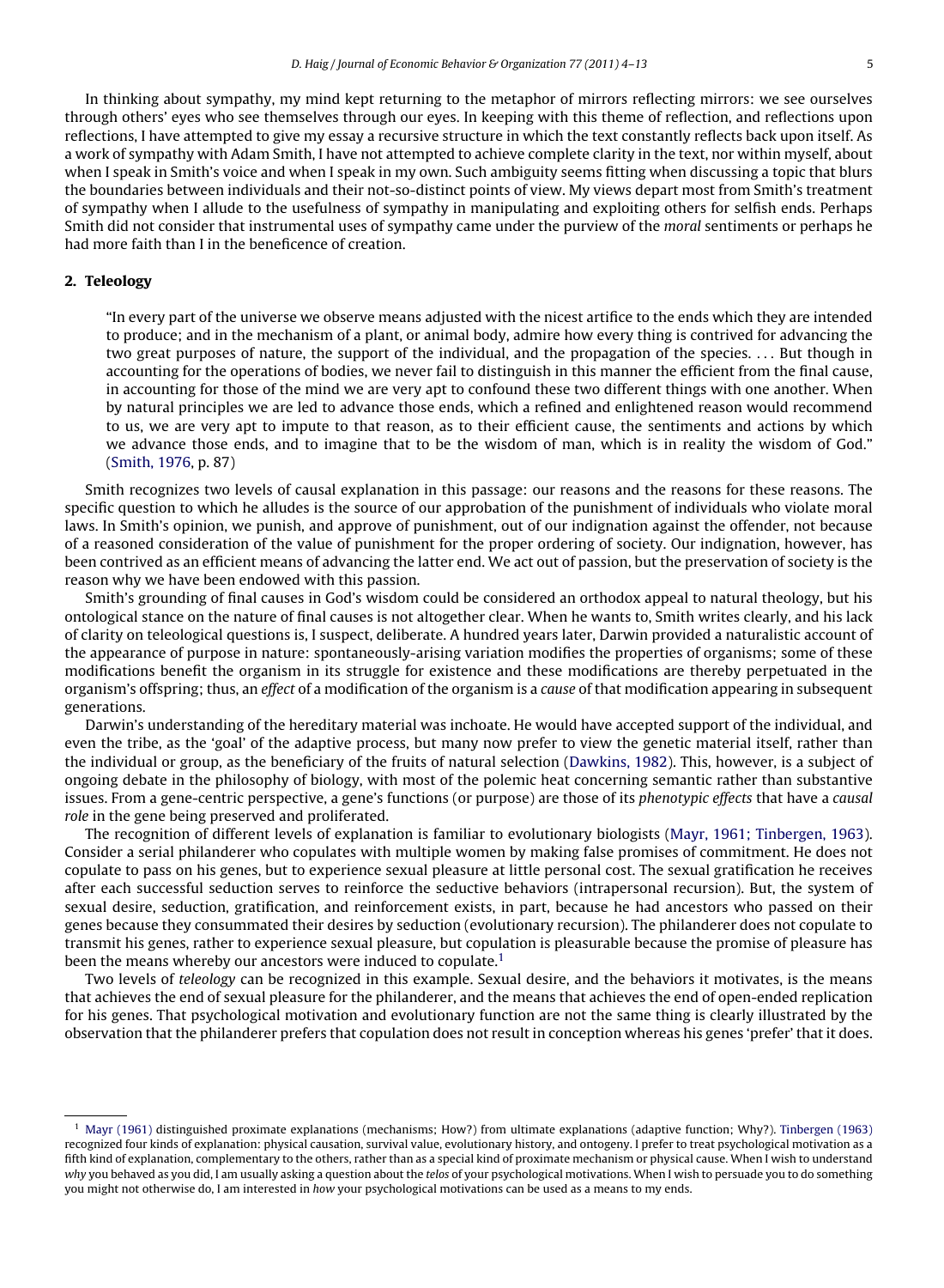In thinking about sympathy, my mind kept returning to the metaphor of mirrors reflecting mirrors: we see ourselves through others' eyes who see themselves through our eyes. In keeping with this theme of reflection, and reflections upon reflections, I have attempted to give my essay a recursive structure in which the text constantly reflects back upon itself. As a work of sympathy with Adam Smith, I have not attempted to achieve complete clarity in the text, nor within myself, about when I speak in Smith's voice and when I speak in my own. Such ambiguity seems fitting when discussing a topic that blurs the boundaries between individuals and their not-so-distinct points of view. My views depart most from Smith's treatment of sympathy when I allude to the usefulness of sympathy in manipulating and exploiting others for selfish ends. Perhaps Smith did not consider that instrumental uses of sympathy came under the purview of the *moral* sentiments or perhaps he had more faith than I in the beneficence of creation.

## 2. Teleology

> "In every part of the universe we observe means adjusted with the nicest artifice to the ends which they are intended to produce; and in the mechanism of a plant, or animal body, admire how every thing is contrived for advancing the two great purposes of nature, the support of the individual, and the propagation of the species. . . . But though in accounting for the operations of bodies, we never fail to distinguish in this manner the efficient from the final cause, in accounting for those of the mind we are very apt to confound these two different things with one another. When by natural principles we are led to advance those ends, which a refined and enlightened reason would recommend to us, we are very apt to impute to that reason, as to their efficient cause, the sentiments and actions by which we advance those ends, and to imagine that to be the wisdom of man, which is in reality the wisdom of God." (Smith, 1976, p. 87)

Smith recognizes two levels of causal explanation in this passage: our reasons and the reasons for these reasons. The specific question to which he alludes is the source of our approbation of the punishment of individuals who violate moral laws. In Smith's opinion, we punish, and approve of punishment, out of our indignation against the offender, not because of a reasoned consideration of the value of punishment for the proper ordering of society. Our indignation, however, has been contrived as an efficient means of advancing the latter end. We act out of passion, but the preservation of society is the reason why we have been endowed with this passion.

Smith's grounding of final causes in God's wisdom could be considered an orthodox appeal to natural theology, but his ontological stance on the nature of final causes is not altogether clear. When he wants to, Smith writes clearly, and his lack of clarity on teleological questions is, I suspect, deliberate. A hundred years later, Darwin provided a naturalistic account of the appearance of purpose in nature: spontaneously-arising variation modifies the properties of organisms; some of these modifications benefit the organism in its struggle for existence and these modifications are thereby perpetuated in the organism's offspring; thus, an *effect* of a modification of the organism is a *cause* of that modification appearing in subsequent generations.

Darwin's understanding of the hereditary material was inchoate. He would have accepted support of the individual, and even the tribe, as the 'goal' of the adaptive process, but many now prefer to view the genetic material itself, rather than the individual or group, as the beneficiary of the fruits of natural selection (Dawkins, 1982). This, however, is a subject of ongoing debate in the philosophy of biology, with most of the polemic heat concerning semantic rather than substantive issues. From a gene-centric perspective, a gene's functions (or purpose) are those of its *phenotypic effects* that have a *causal role* in the gene being preserved and proliferated.

The recognition of different levels of explanation is familiar to evolutionary biologists (Mayr, 1961; Tinbergen, 1963). Consider a serial philanderer who copulates with multiple women by making false promises of commitment. He does not copulate to pass on his genes, but to experience sexual pleasure at little personal cost. The sexual gratification he receives after each successful seduction serves to reinforce the seductive behaviors (intrapersonal recursion). But, the system of sexual desire, seduction, gratification, and reinforcement exists, in part, because he had ancestors who passed on their genes because they consummated their desires by seduction (evolutionary recursion). The philanderer does not copulate to transmit his genes, rather to experience sexual pleasure, but copulation is pleasurable because the promise of pleasure has been the means whereby our ancestors were induced to copulate.[1]

Two levels of *teleology* can be recognized in this example. Sexual desire, and the behaviors it motivates, is the means that achieves the end of sexual pleasure for the philanderer, and the means that achieves the end of open-ended replication for his genes. That psychological motivation and evolutionary function are not the same thing is clearly illustrated by the observation that the philanderer prefers that copulation does not result in conception whereas his genes 'prefer' that it does.

---

[1] Mayr (1961) distinguished proximate explanations (mechanisms; How?) from ultimate explanations (adaptive function; Why?). Tinbergen (1963) recognized four kinds of explanation: physical causation, survival value, evolutionary history, and ontogeny. I prefer to treat psychological motivation as a fifth kind of explanation, complementary to the others, rather than as a special kind of proximate mechanism or physical cause. When I wish to understand *why* you behaved as you did, I am usually asking a question about the *telos* of your psychological motivations. When I wish to persuade you to do something you might not otherwise do, I am interested in *how* your psychological motivations can be used as a means to my ends.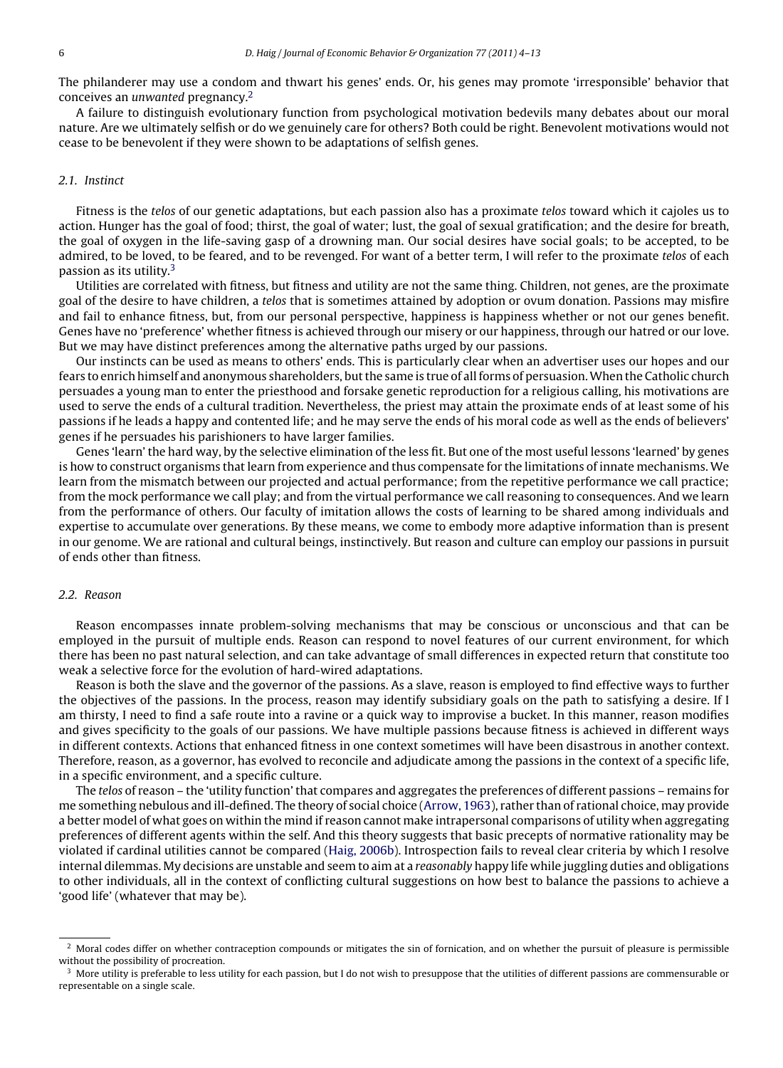The philanderer may use a condom and thwart his genes' ends. Or, his genes may promote 'irresponsible' behavior that conceives an *unwanted* pregnancy.[2]

A failure to distinguish evolutionary function from psychological motivation bedevils many debates about our moral nature. Are we ultimately selfish or do we genuinely care for others? Both could be right. Benevolent motivations would not cease to be benevolent if they were shown to be adaptations of selfish genes.

### 2.1. Instinct

Fitness is the *telos* of our genetic adaptations, but each passion also has a proximate *telos* toward which it cajoles us to action. Hunger has the goal of food; thirst, the goal of water; lust, the goal of sexual gratification; and the desire for breath, the goal of oxygen in the life-saving gasp of a drowning man. Our social desires have social goals; to be accepted, to be admired, to be loved, to be feared, and to be revenged. For want of a better term, I will refer to the proximate *telos* of each passion as its utility.[3]

Utilities are correlated with fitness, but fitness and utility are not the same thing. Children, not genes, are the proximate goal of the desire to have children, a *telos* that is sometimes attained by adoption or ovum donation. Passions may misfire and fail to enhance fitness, but, from our personal perspective, happiness is happiness whether or not our genes benefit. Genes have no 'preference' whether fitness is achieved through our misery or our happiness, through our hatred or our love. But we may have distinct preferences among the alternative paths urged by our passions.

Our instincts can be used as means to others' ends. This is particularly clear when an advertiser uses our hopes and our fears to enrich himself and anonymous shareholders, but the same is true of all forms of persuasion. When the Catholic church persuades a young man to enter the priesthood and forsake genetic reproduction for a religious calling, his motivations are used to serve the ends of a cultural tradition. Nevertheless, the priest may attain the proximate ends of at least some of his passions if he leads a happy and contented life; and he may serve the ends of his moral code as well as the ends of believers' genes if he persuades his parishioners to have larger families.

Genes 'learn' the hard way, by the selective elimination of the less fit. But one of the most useful lessons 'learned' by genes is how to construct organisms that learn from experience and thus compensate for the limitations of innate mechanisms. We learn from the mismatch between our projected and actual performance; from the repetitive performance we call practice; from the mock performance we call play; and from the virtual performance we call reasoning to consequences. And we learn from the performance of others. Our faculty of imitation allows the costs of learning to be shared among individuals and expertise to accumulate over generations. By these means, we come to embody more adaptive information than is present in our genome. We are rational and cultural beings, instinctively. But reason and culture can employ our passions in pursuit of ends other than fitness.

### 2.2. Reason

Reason encompasses innate problem-solving mechanisms that may be conscious or unconscious and that can be employed in the pursuit of multiple ends. Reason can respond to novel features of our current environment, for which there has been no past natural selection, and can take advantage of small differences in expected return that constitute too weak a selective force for the evolution of hard-wired adaptations.

Reason is both the slave and the governor of the passions. As a slave, reason is employed to find effective ways to further the objectives of the passions. In the process, reason may identify subsidiary goals on the path to satisfying a desire. If I am thirsty, I need to find a safe route into a ravine or a quick way to improvise a bucket. In this manner, reason modifies and gives specificity to the goals of our passions. We have multiple passions because fitness is achieved in different ways in different contexts. Actions that enhanced fitness in one context sometimes will have been disastrous in another context. Therefore, reason, as a governor, has evolved to reconcile and adjudicate among the passions in the context of a specific life, in a specific environment, and a specific culture.

The *telos* of reason – the 'utility function' that compares and aggregates the preferences of different passions – remains for me something nebulous and ill-defined. The theory of social choice (Arrow, 1963), rather than of rational choice, may provide a better model of what goes on within the mind if reason cannot make intrapersonal comparisons of utility when aggregating preferences of different agents within the self. And this theory suggests that basic precepts of normative rationality may be violated if cardinal utilities cannot be compared (Haig, 2006b). Introspection fails to reveal clear criteria by which I resolve internal dilemmas. My decisions are unstable and seem to aim at a *reasonably* happy life while juggling duties and obligations to other individuals, all in the context of conflicting cultural suggestions on how best to balance the passions to achieve a 'good life' (whatever that may be).

---

[2] Moral codes differ on whether contraception compounds or mitigates the sin of fornication, and on whether the pursuit of pleasure is permissible without the possibility of procreation.

[3] More utility is preferable to less utility for each passion, but I do not wish to presuppose that the utilities of different passions are commensurable or representable on a single scale.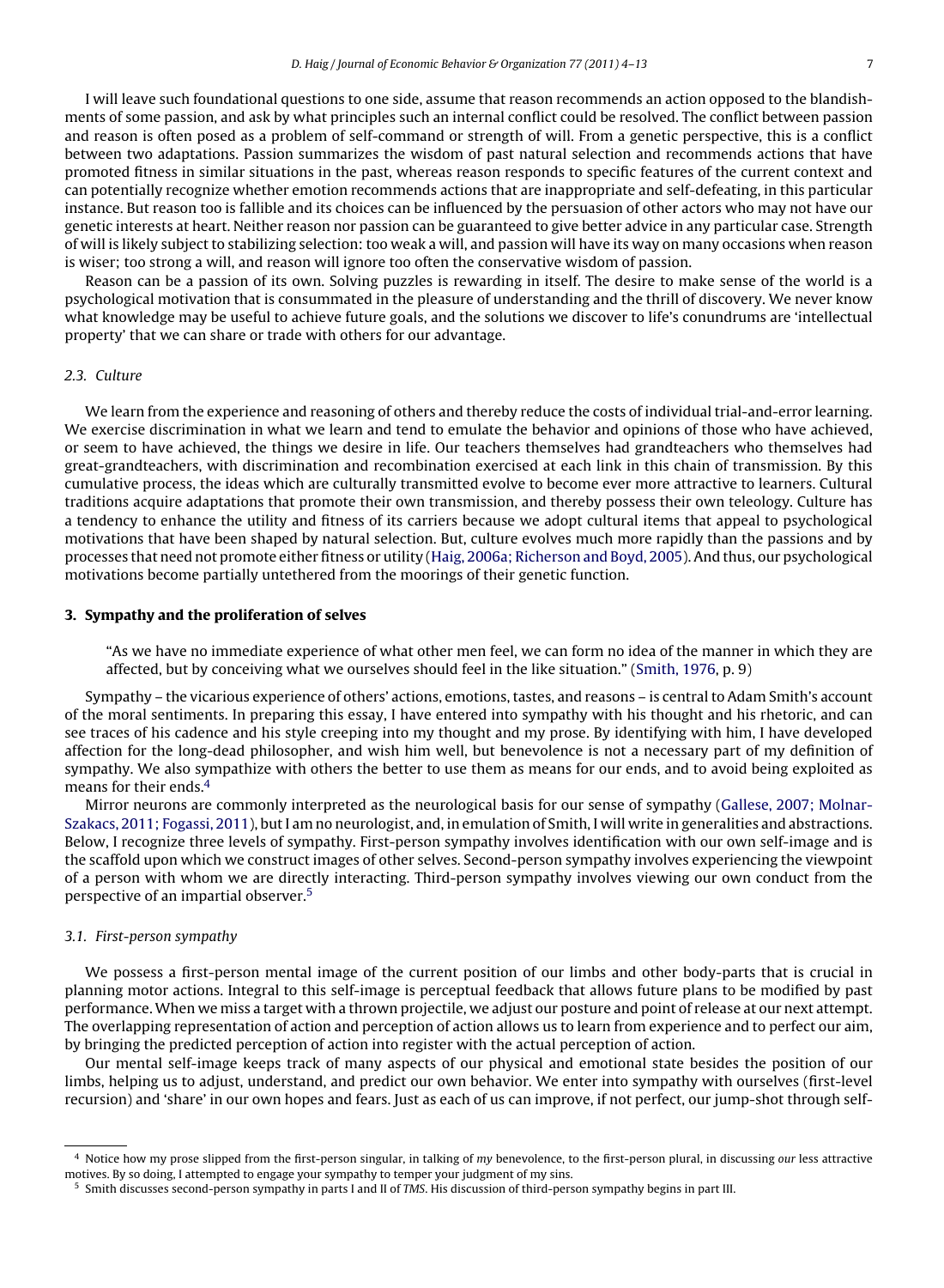I will leave such foundational questions to one side, assume that reason recommends an action opposed to the blandishments of some passion, and ask by what principles such an internal conflict could be resolved. The conflict between passion and reason is often posed as a problem of self-command or strength of will. From a genetic perspective, this is a conflict between two adaptations. Passion summarizes the wisdom of past natural selection and recommends actions that have promoted fitness in similar situations in the past, whereas reason responds to specific features of the current context and can potentially recognize whether emotion recommends actions that are inappropriate and self-defeating, in this particular instance. But reason too is fallible and its choices can be influenced by the persuasion of other actors who may not have our genetic interests at heart. Neither reason nor passion can be guaranteed to give better advice in any particular case. Strength of will is likely subject to stabilizing selection: too weak a will, and passion will have its way on many occasions when reason is wiser; too strong a will, and reason will ignore too often the conservative wisdom of passion.

Reason can be a passion of its own. Solving puzzles is rewarding in itself. The desire to make sense of the world is a psychological motivation that is consummated in the pleasure of understanding and the thrill of discovery. We never know what knowledge may be useful to achieve future goals, and the solutions we discover to life's conundrums are 'intellectual property' that we can share or trade with others for our advantage.

### 2.3. Culture

We learn from the experience and reasoning of others and thereby reduce the costs of individual trial-and-error learning. We exercise discrimination in what we learn and tend to emulate the behavior and opinions of those who have achieved, or seem to have achieved, the things we desire in life. Our teachers themselves had grandteachers who themselves had great-grandteachers, with discrimination and recombination exercised at each link in this chain of transmission. By this cumulative process, the ideas which are culturally transmitted evolve to become ever more attractive to learners. Cultural traditions acquire adaptations that promote their own transmission, and thereby possess their own teleology. Culture has a tendency to enhance the utility and fitness of its carriers because we adopt cultural items that appeal to psychological motivations that have been shaped by natural selection. But, culture evolves much more rapidly than the passions and by processes that need not promote either fitness or utility (Haig, 2006a; Richerson and Boyd, 2005). And thus, our psychological motivations become partially untethered from the moorings of their genetic function.

## 3. Sympathy and the proliferation of selves

> "As we have no immediate experience of what other men feel, we can form no idea of the manner in which they are affected, but by conceiving what we ourselves should feel in the like situation." (Smith, 1976, p. 9)

Sympathy – the vicarious experience of others' actions, emotions, tastes, and reasons – is central to Adam Smith's account of the moral sentiments. In preparing this essay, I have entered into sympathy with his thought and his rhetoric, and can see traces of his cadence and his style creeping into my thought and my prose. By identifying with him, I have developed affection for the long-dead philosopher, and wish him well, but benevolence is not a necessary part of my definition of sympathy. We also sympathize with others the better to use them as means for our ends, and to avoid being exploited as means for their ends.[4]

Mirror neurons are commonly interpreted as the neurological basis for our sense of sympathy (Gallese, 2007; Molnar-Szakacs, 2011; Fogassi, 2011), but I am no neurologist, and, in emulation of Smith, I will write in generalities and abstractions. Below, I recognize three levels of sympathy. First-person sympathy involves identification with our own self-image and is the scaffold upon which we construct images of other selves. Second-person sympathy involves experiencing the viewpoint of a person with whom we are directly interacting. Third-person sympathy involves viewing our own conduct from the perspective of an impartial observer.[5]

### 3.1. First-person sympathy

We possess a first-person mental image of the current position of our limbs and other body-parts that is crucial in planning motor actions. Integral to this self-image is perceptual feedback that allows future plans to be modified by past performance. When we miss a target with a thrown projectile, we adjust our posture and point of release at our next attempt. The overlapping representation of action and perception of action allows us to learn from experience and to perfect our aim, by bringing the predicted perception of action into register with the actual perception of action.

Our mental self-image keeps track of many aspects of our physical and emotional state besides the position of our limbs, helping us to adjust, understand, and predict our own behavior. We enter into sympathy with ourselves (first-level recursion) and 'share' in our own hopes and fears. Just as each of us can improve, if not perfect, our jump-shot through self-

---

[4] Notice how my prose slipped from the first-person singular, in talking of *my* benevolence, to the first-person plural, in discussing *our* less attractive motives. By so doing, I attempted to engage your sympathy to temper your judgment of my sins.

[5] Smith discusses second-person sympathy in parts I and II of *TMS*. His discussion of third-person sympathy begins in part III.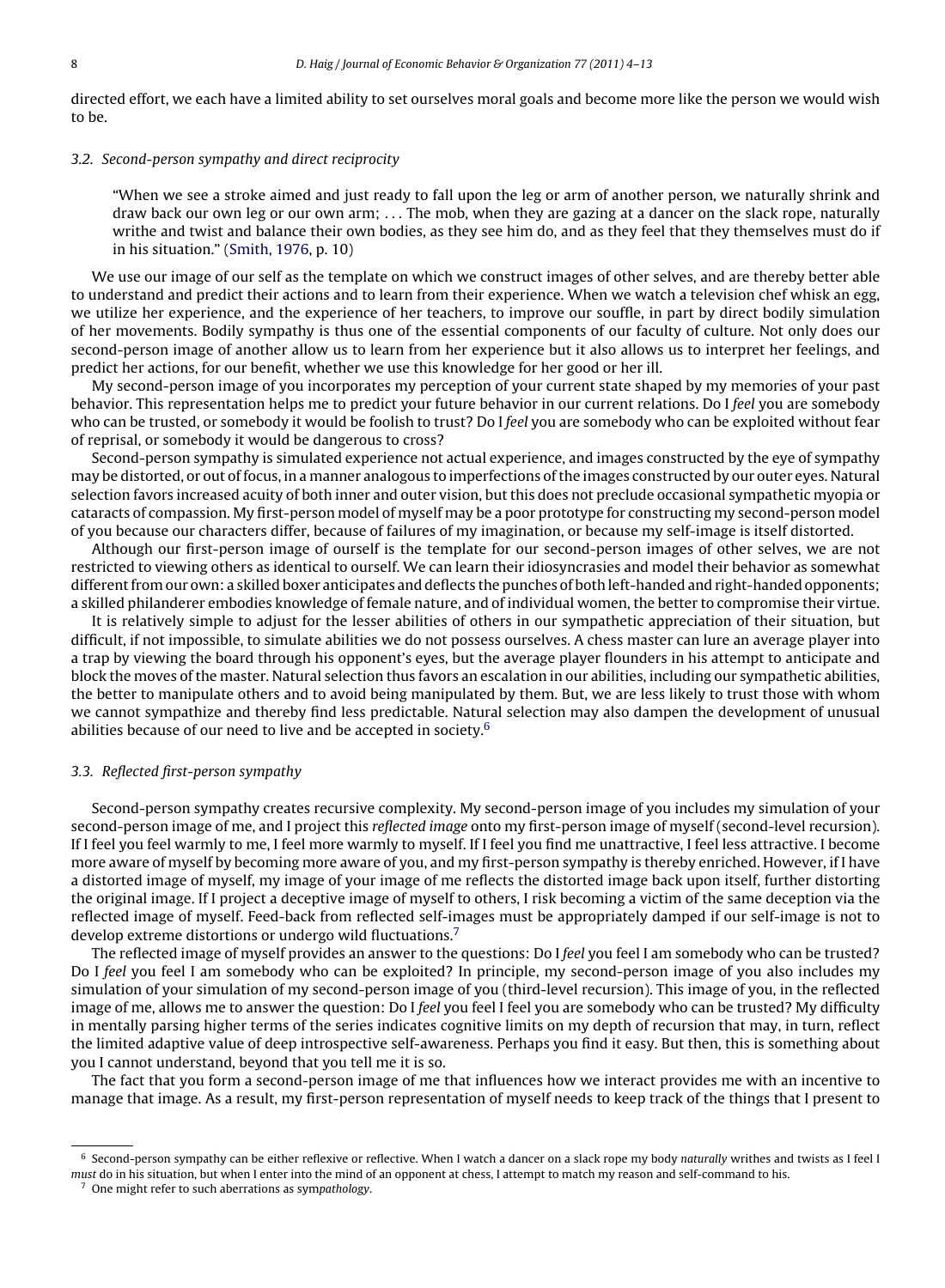directed effort, we each have a limited ability to set ourselves moral goals and become more like the person we would wish to be.

### 3.2. Second-person sympathy and direct reciprocity

> "When we see a stroke aimed and just ready to fall upon the leg or arm of another person, we naturally shrink and draw back our own leg or our own arm; . . . The mob, when they are gazing at a dancer on the slack rope, naturally writhe and twist and balance their own bodies, as they see him do, and as they feel that they themselves must do if in his situation." (Smith, 1976, p. 10)

We use our image of our self as the template on which we construct images of other selves, and are thereby better able to understand and predict their actions and to learn from their experience. When we watch a television chef whisk an egg, we utilize her experience, and the experience of her teachers, to improve our souffle, in part by direct bodily simulation of her movements. Bodily sympathy is thus one of the essential components of our faculty of culture. Not only does our second-person image of another allow us to learn from her experience but it also allows us to interpret her feelings, and predict her actions, for our benefit, whether we use this knowledge for her good or her ill.

My second-person image of you incorporates my perception of your current state shaped by my memories of your past behavior. This representation helps me to predict your future behavior in our current relations. Do I *feel* you are somebody who can be trusted, or somebody it would be foolish to trust? Do I *feel* you are somebody who can be exploited without fear of reprisal, or somebody it would be dangerous to cross?

Second-person sympathy is simulated experience not actual experience, and images constructed by the eye of sympathy may be distorted, or out of focus, in a manner analogous to imperfections of the images constructed by our outer eyes. Natural selection favors increased acuity of both inner and outer vision, but this does not preclude occasional sympathetic myopia or cataracts of compassion. My first-person model of myself may be a poor prototype for constructing my second-person model of you because our characters differ, because of failures of my imagination, or because my self-image is itself distorted.

Although our first-person image of ourself is the template for our second-person images of other selves, we are not restricted to viewing others as identical to ourself. We can learn their idiosyncrasies and model their behavior as somewhat different from our own: a skilled boxer anticipates and deflects the punches of both left-handed and right-handed opponents; a skilled philanderer embodies knowledge of female nature, and of individual women, the better to compromise their virtue.

It is relatively simple to adjust for the lesser abilities of others in our sympathetic appreciation of their situation, but difficult, if not impossible, to simulate abilities we do not possess ourselves. A chess master can lure an average player into a trap by viewing the board through his opponent's eyes, but the average player flounders in his attempt to anticipate and block the moves of the master. Natural selection thus favors an escalation in our abilities, including our sympathetic abilities, the better to manipulate others and to avoid being manipulated by them. But, we are less likely to trust those with whom we cannot sympathize and thereby find less predictable. Natural selection may also dampen the development of unusual abilities because of our need to live and be accepted in society.[6]

### 3.3. Reflected first-person sympathy

Second-person sympathy creates recursive complexity. My second-person image of you includes my simulation of your second-person image of me, and I project this *reflected image* onto my first-person image of myself (second-level recursion). If I feel you feel warmly to me, I feel more warmly to myself. If I feel you find me unattractive, I feel less attractive. I become more aware of myself by becoming more aware of you, and my first-person sympathy is thereby enriched. However, if I have a distorted image of myself, my image of your image of me reflects the distorted image back upon itself, further distorting the original image. If I project a deceptive image of myself to others, I risk becoming a victim of the same deception via the reflected image of myself. Feed-back from reflected self-images must be appropriately damped if our self-image is not to develop extreme distortions or undergo wild fluctuations.[7]

The reflected image of myself provides an answer to the questions: Do I *feel* you feel I am somebody who can be trusted? Do I *feel* you feel I am somebody who can be exploited? In principle, my second-person image of you also includes my simulation of your simulation of my second-person image of you (third-level recursion). This image of you, in the reflected image of me, allows me to answer the question: Do I *feel* you feel I feel you are somebody who can be trusted? My difficulty in mentally parsing higher terms of the series indicates cognitive limits on my depth of recursion that may, in turn, reflect the limited adaptive value of deep introspective self-awareness. Perhaps you find it easy. But then, this is something about you I cannot understand, beyond that you tell me it is so.

The fact that you form a second-person image of me that influences how we interact provides me with an incentive to manage that image. As a result, my first-person representation of myself needs to keep track of the things that I present to

[6] Second-person sympathy can be either reflexive or reflective. When I watch a dancer on a slack rope my body *naturally* writhes and twists as I feel I *must* do in his situation, but when I enter into the mind of an opponent at chess, I attempt to match my reason and self-command to his.

[7] One might refer to such aberrations as sym*pathology*.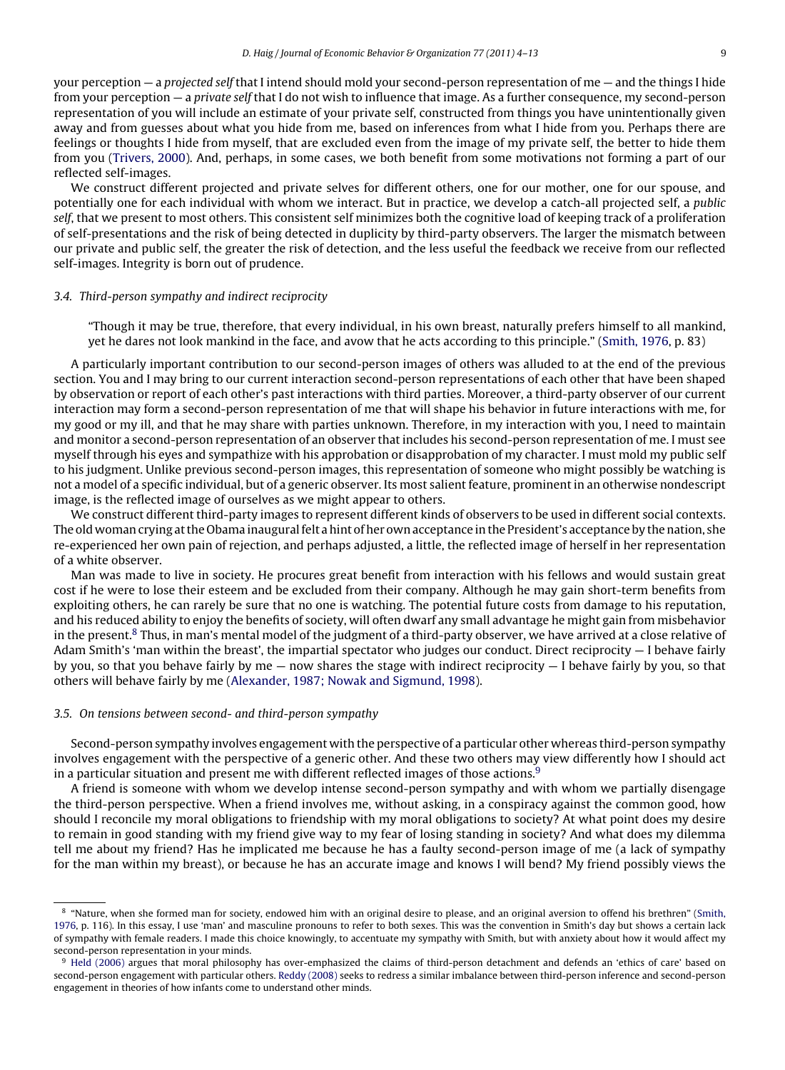your perception — a *projected self* that I intend should mold your second-person representation of me — and the things I hide from your perception — a *private self* that I do not wish to influence that image. As a further consequence, my second-person representation of you will include an estimate of your private self, constructed from things you have unintentionally given away and from guesses about what you hide from me, based on inferences from what I hide from you. Perhaps there are feelings or thoughts I hide from myself, that are excluded even from the image of my private self, the better to hide them from you (Trivers, 2000). And, perhaps, in some cases, we both benefit from some motivations not forming a part of our reflected self-images.

We construct different projected and private selves for different others, one for our mother, one for our spouse, and potentially one for each individual with whom we interact. But in practice, we develop a catch-all projected self, a *public self*, that we present to most others. This consistent self minimizes both the cognitive load of keeping track of a proliferation of self-presentations and the risk of being detected in duplicity by third-party observers. The larger the mismatch between our private and public self, the greater the risk of detection, and the less useful the feedback we receive from our reflected self-images. Integrity is born out of prudence.

### 3.4. Third-person sympathy and indirect reciprocity

> "Though it may be true, therefore, that every individual, in his own breast, naturally prefers himself to all mankind, yet he dares not look mankind in the face, and avow that he acts according to this principle." (Smith, 1976, p. 83)

A particularly important contribution to our second-person images of others was alluded to at the end of the previous section. You and I may bring to our current interaction second-person representations of each other that have been shaped by observation or report of each other's past interactions with third parties. Moreover, a third-party observer of our current interaction may form a second-person representation of me that will shape his behavior in future interactions with me, for my good or my ill, and that he may share with parties unknown. Therefore, in my interaction with you, I need to maintain and monitor a second-person representation of an observer that includes his second-person representation of me. I must see myself through his eyes and sympathize with his approbation or disapprobation of my character. I must mold my public self to his judgment. Unlike previous second-person images, this representation of someone who might possibly be watching is not a model of a specific individual, but of a generic observer. Its most salient feature, prominent in an otherwise nondescript image, is the reflected image of ourselves as we might appear to others.

We construct different third-party images to represent different kinds of observers to be used in different social contexts. The old woman crying at the Obama inaugural felt a hint of her own acceptance in the President's acceptance by the nation, she re-experienced her own pain of rejection, and perhaps adjusted, a little, the reflected image of herself in her representation of a white observer.

Man was made to live in society. He procures great benefit from interaction with his fellows and would sustain great cost if he were to lose their esteem and be excluded from their company. Although he may gain short-term benefits from exploiting others, he can rarely be sure that no one is watching. The potential future costs from damage to his reputation, and his reduced ability to enjoy the benefits of society, will often dwarf any small advantage he might gain from misbehavior in the present.[8] Thus, in man's mental model of the judgment of a third-party observer, we have arrived at a close relative of Adam Smith's 'man within the breast', the impartial spectator who judges our conduct. Direct reciprocity — I behave fairly by you, so that you behave fairly by me — now shares the stage with indirect reciprocity — I behave fairly by you, so that others will behave fairly by me (Alexander, 1987; Nowak and Sigmund, 1998).

### 3.5. On tensions between second- and third-person sympathy

Second-person sympathy involves engagement with the perspective of a particular other whereas third-person sympathy involves engagement with the perspective of a generic other. And these two others may view differently how I should act in a particular situation and present me with different reflected images of those actions.[9]

A friend is someone with whom we develop intense second-person sympathy and with whom we partially disengage the third-person perspective. When a friend involves me, without asking, in a conspiracy against the common good, how should I reconcile my moral obligations to friendship with my moral obligations to society? At what point does my desire to remain in good standing with my friend give way to my fear of losing standing in society? And what does my dilemma tell me about my friend? Has he implicated me because he has a faulty second-person image of me (a lack of sympathy for the man within my breast), or because he has an accurate image and knows I will bend? My friend possibly views the

---

[8] "Nature, when she formed man for society, endowed him with an original desire to please, and an original aversion to offend his brethren" (Smith, 1976, p. 116). In this essay, I use 'man' and masculine pronouns to refer to both sexes. This was the convention in Smith's day but shows a certain lack of sympathy with female readers. I made this choice knowingly, to accentuate my sympathy with Smith, but with anxiety about how it would affect my second-person representation in your minds.

[9] Held (2006) argues that moral philosophy has over-emphasized the claims of third-person detachment and defends an 'ethics of care' based on second-person engagement with particular others. Reddy (2008) seeks to redress a similar imbalance between third-person inference and second-person engagement in theories of how infants come to understand other minds.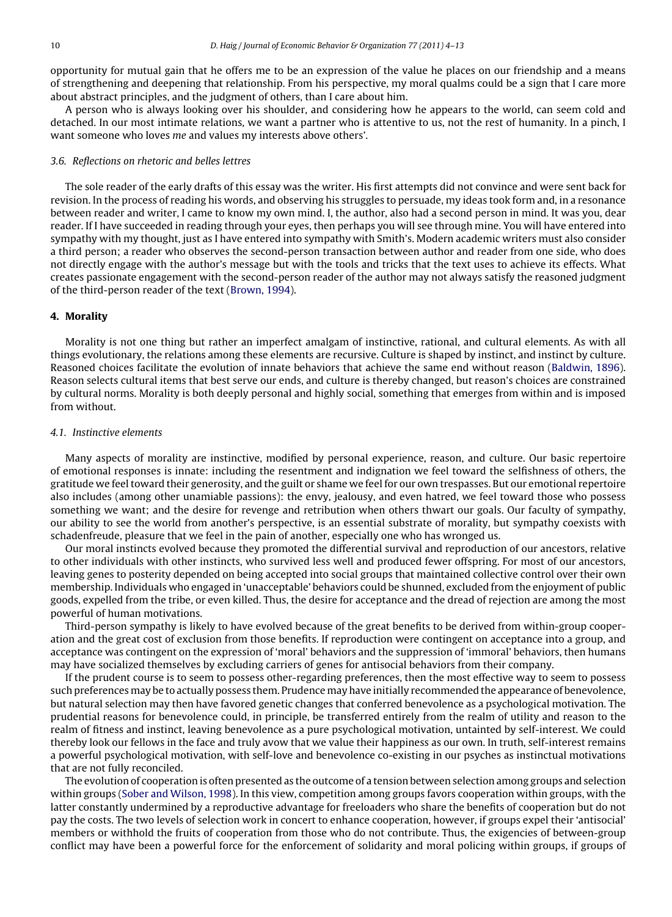opportunity for mutual gain that he offers me to be an expression of the value he places on our friendship and a means of strengthening and deepening that relationship. From his perspective, my moral qualms could be a sign that I care more about abstract principles, and the judgment of others, than I care about him.

A person who is always looking over his shoulder, and considering how he appears to the world, can seem cold and detached. In our most intimate relations, we want a partner who is attentive to us, not the rest of humanity. In a pinch, I want someone who loves *me* and values my interests above others'.

### 3.6. Reflections on rhetoric and belles lettres

The sole reader of the early drafts of this essay was the writer. His first attempts did not convince and were sent back for revision. In the process of reading his words, and observing his struggles to persuade, my ideas took form and, in a resonance between reader and writer, I came to know my own mind. I, the author, also had a second person in mind. It was you, dear reader. If I have succeeded in reading through your eyes, then perhaps you will see through mine. You will have entered into sympathy with my thought, just as I have entered into sympathy with Smith's. Modern academic writers must also consider a third person; a reader who observes the second-person transaction between author and reader from one side, who does not directly engage with the author's message but with the tools and tricks that the text uses to achieve its effects. What creates passionate engagement with the second-person reader of the author may not always satisfy the reasoned judgment of the third-person reader of the text (Brown, 1994).

## 4. Morality

Morality is not one thing but rather an imperfect amalgam of instinctive, rational, and cultural elements. As with all things evolutionary, the relations among these elements are recursive. Culture is shaped by instinct, and instinct by culture. Reasoned choices facilitate the evolution of innate behaviors that achieve the same end without reason (Baldwin, 1896). Reason selects cultural items that best serve our ends, and culture is thereby changed, but reason's choices are constrained by cultural norms. Morality is both deeply personal and highly social, something that emerges from within and is imposed from without.

### 4.1. Instinctive elements

Many aspects of morality are instinctive, modified by personal experience, reason, and culture. Our basic repertoire of emotional responses is innate: including the resentment and indignation we feel toward the selfishness of others, the gratitude we feel toward their generosity, and the guilt or shame we feel for our own trespasses. But our emotional repertoire also includes (among other unamiable passions): the envy, jealousy, and even hatred, we feel toward those who possess something we want; and the desire for revenge and retribution when others thwart our goals. Our faculty of sympathy, our ability to see the world from another's perspective, is an essential substrate of morality, but sympathy coexists with schadenfreude, pleasure that we feel in the pain of another, especially one who has wronged us.

Our moral instincts evolved because they promoted the differential survival and reproduction of our ancestors, relative to other individuals with other instincts, who survived less well and produced fewer offspring. For most of our ancestors, leaving genes to posterity depended on being accepted into social groups that maintained collective control over their own membership. Individuals who engaged in 'unacceptable' behaviors could be shunned, excluded from the enjoyment of public goods, expelled from the tribe, or even killed. Thus, the desire for acceptance and the dread of rejection are among the most powerful of human motivations.

Third-person sympathy is likely to have evolved because of the great benefits to be derived from within-group cooperation and the great cost of exclusion from those benefits. If reproduction were contingent on acceptance into a group, and acceptance was contingent on the expression of 'moral' behaviors and the suppression of 'immoral' behaviors, then humans may have socialized themselves by excluding carriers of genes for antisocial behaviors from their company.

If the prudent course is to seem to possess other-regarding preferences, then the most effective way to seem to possess such preferences may be to actually possess them. Prudence may have initially recommended the appearance of benevolence, but natural selection may then have favored genetic changes that conferred benevolence as a psychological motivation. The prudential reasons for benevolence could, in principle, be transferred entirely from the realm of utility and reason to the realm of fitness and instinct, leaving benevolence as a pure psychological motivation, untainted by self-interest. We could thereby look our fellows in the face and truly avow that we value their happiness as our own. In truth, self-interest remains a powerful psychological motivation, with self-love and benevolence co-existing in our psyches as instinctual motivations that are not fully reconciled.

The evolution of cooperation is often presented as the outcome of a tension between selection among groups and selection within groups (Sober and Wilson, 1998). In this view, competition among groups favors cooperation within groups, with the latter constantly undermined by a reproductive advantage for freeloaders who share the benefits of cooperation but do not pay the costs. The two levels of selection work in concert to enhance cooperation, however, if groups expel their 'antisocial' members or withhold the fruits of cooperation from those who do not contribute. Thus, the exigencies of between-group conflict may have been a powerful force for the enforcement of solidarity and moral policing within groups, if groups of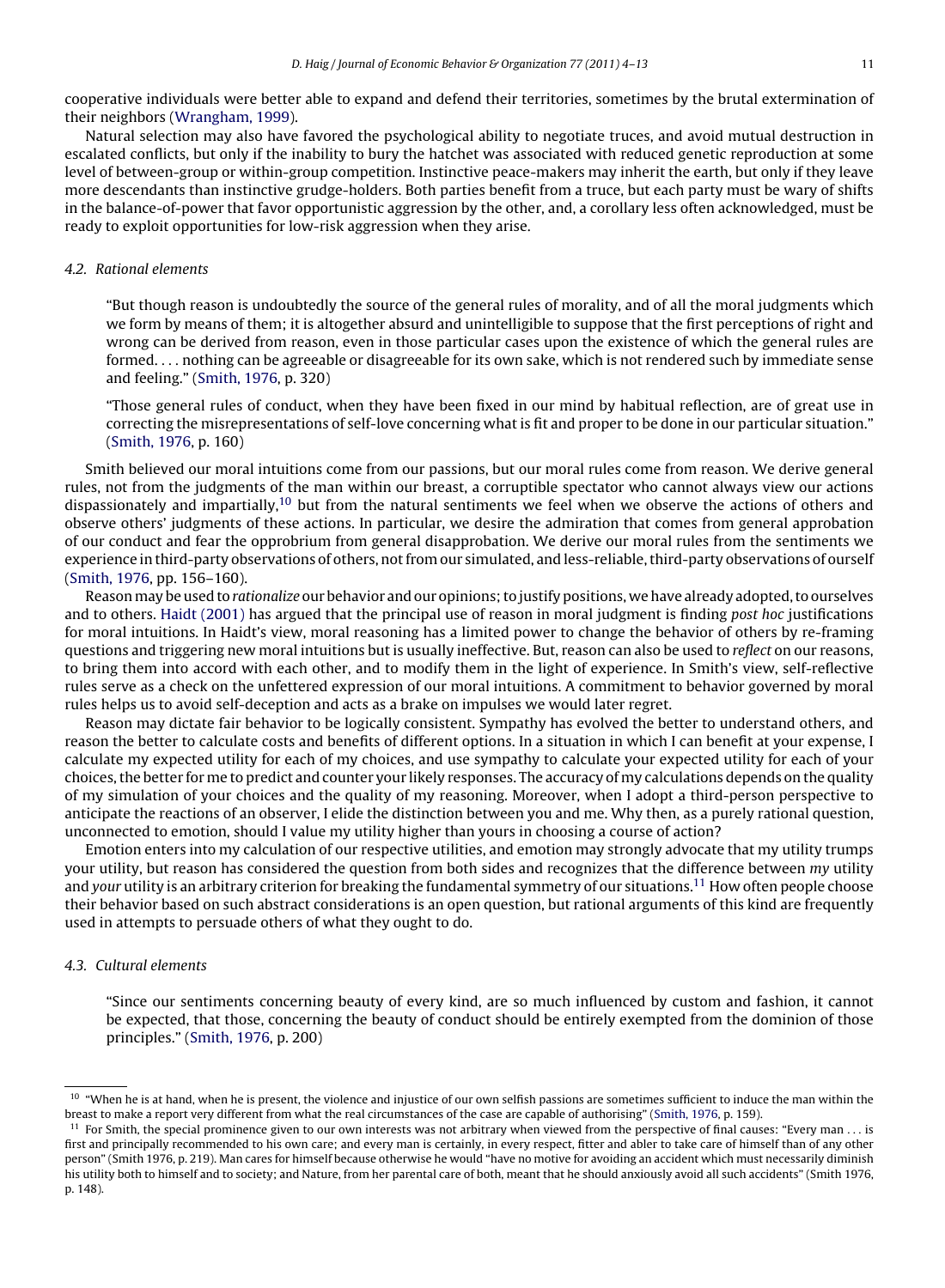cooperative individuals were better able to expand and defend their territories, sometimes by the brutal extermination of their neighbors (Wrangham, 1999).

Natural selection may also have favored the psychological ability to negotiate truces, and avoid mutual destruction in escalated conflicts, but only if the inability to bury the hatchet was associated with reduced genetic reproduction at some level of between-group or within-group competition. Instinctive peace-makers may inherit the earth, but only if they leave more descendants than instinctive grudge-holders. Both parties benefit from a truce, but each party must be wary of shifts in the balance-of-power that favor opportunistic aggression by the other, and, a corollary less often acknowledged, must be ready to exploit opportunities for low-risk aggression when they arise.

### 4.2. Rational elements

> "But though reason is undoubtedly the source of the general rules of morality, and of all the moral judgments which we form by means of them; it is altogether absurd and unintelligible to suppose that the first perceptions of right and wrong can be derived from reason, even in those particular cases upon the existence of which the general rules are formed. . . . nothing can be agreeable or disagreeable for its own sake, which is not rendered such by immediate sense and feeling." (Smith, 1976, p. 320)

> "Those general rules of conduct, when they have been fixed in our mind by habitual reflection, are of great use in correcting the misrepresentations of self-love concerning what is fit and proper to be done in our particular situation." (Smith, 1976, p. 160)

Smith believed our moral intuitions come from our passions, but our moral rules come from reason. We derive general rules, not from the judgments of the man within our breast, a corruptible spectator who cannot always view our actions dispassionately and impartially,[10] but from the natural sentiments we feel when we observe the actions of others and observe others' judgments of these actions. In particular, we desire the admiration that comes from general approbation of our conduct and fear the opprobrium from general disapprobation. We derive our moral rules from the sentiments we experience in third-party observations of others, not from our simulated, and less-reliable, third-party observations of ourself (Smith, 1976, pp. 156–160).

Reason may be used to *rationalize* our behavior and our opinions; to justify positions, we have already adopted, to ourselves and to others. Haidt (2001) has argued that the principal use of reason in moral judgment is finding *post hoc* justifications for moral intuitions. In Haidt's view, moral reasoning has a limited power to change the behavior of others by re-framing questions and triggering new moral intuitions but is usually ineffective. But, reason can also be used to *reflect* on our reasons, to bring them into accord with each other, and to modify them in the light of experience. In Smith's view, self-reflective rules serve as a check on the unfettered expression of our moral intuitions. A commitment to behavior governed by moral rules helps us to avoid self-deception and acts as a brake on impulses we would later regret.

Reason may dictate fair behavior to be logically consistent. Sympathy has evolved the better to understand others, and reason the better to calculate costs and benefits of different options. In a situation in which I can benefit at your expense, I calculate my expected utility for each of my choices, and use sympathy to calculate your expected utility for each of your choices, the better for me to predict and counter your likely responses. The accuracy of my calculations depends on the quality of my simulation of your choices and the quality of my reasoning. Moreover, when I adopt a third-person perspective to anticipate the reactions of an observer, I elide the distinction between you and me. Why then, as a purely rational question, unconnected to emotion, should I value my utility higher than yours in choosing a course of action?

Emotion enters into my calculation of our respective utilities, and emotion may strongly advocate that my utility trumps your utility, but reason has considered the question from both sides and recognizes that the difference between *my* utility and *your* utility is an arbitrary criterion for breaking the fundamental symmetry of our situations.[11] How often people choose their behavior based on such abstract considerations is an open question, but rational arguments of this kind are frequently used in attempts to persuade others of what they ought to do.

### 4.3. Cultural elements

> "Since our sentiments concerning beauty of every kind, are so much influenced by custom and fashion, it cannot be expected, that those, concerning the beauty of conduct should be entirely exempted from the dominion of those principles." (Smith, 1976, p. 200)

---

[10] "When he is at hand, when he is present, the violence and injustice of our own selfish passions are sometimes sufficient to induce the man within the breast to make a report very different from what the real circumstances of the case are capable of authorising" (Smith, 1976, p. 159).

[11] For Smith, the special prominence given to our own interests was not arbitrary when viewed from the perspective of final causes: "Every man . . . is first and principally recommended to his own care; and every man is certainly, in every respect, fitter and abler to take care of himself than of any other person" (Smith 1976, p. 219). Man cares for himself because otherwise he would "have no motive for avoiding an accident which must necessarily diminish his utility both to himself and to society; and Nature, from her parental care of both, meant that he should anxiously avoid all such accidents" (Smith 1976, p. 148).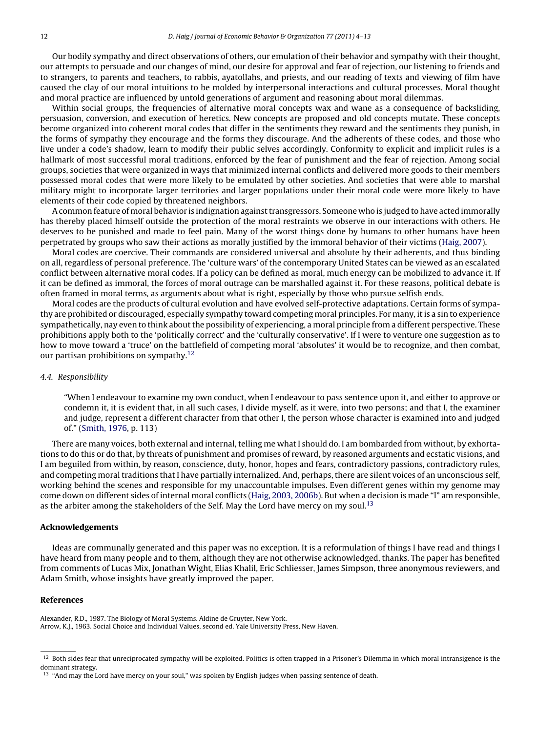Our bodily sympathy and direct observations of others, our emulation of their behavior and sympathy with their thought, our attempts to persuade and our changes of mind, our desire for approval and fear of rejection, our listening to friends and to strangers, to parents and teachers, to rabbis, ayatollahs, and priests, and our reading of texts and viewing of film have caused the clay of our moral intuitions to be molded by interpersonal interactions and cultural processes. Moral thought and moral practice are influenced by untold generations of argument and reasoning about moral dilemmas.

Within social groups, the frequencies of alternative moral concepts wax and wane as a consequence of backsliding, persuasion, conversion, and execution of heretics. New concepts are proposed and old concepts mutate. These concepts become organized into coherent moral codes that differ in the sentiments they reward and the sentiments they punish, in the forms of sympathy they encourage and the forms they discourage. And the adherents of these codes, and those who live under a code's shadow, learn to modify their public selves accordingly. Conformity to explicit and implicit rules is a hallmark of most successful moral traditions, enforced by the fear of punishment and the fear of rejection. Among social groups, societies that were organized in ways that minimized internal conflicts and delivered more goods to their members possessed moral codes that were more likely to be emulated by other societies. And societies that were able to marshal military might to incorporate larger territories and larger populations under their moral code were more likely to have elements of their code copied by threatened neighbors.

A common feature of moral behavior is indignation against transgressors. Someone who is judged to have acted immorally has thereby placed himself outside the protection of the moral restraints we observe in our interactions with others. He deserves to be punished and made to feel pain. Many of the worst things done by humans to other humans have been perpetrated by groups who saw their actions as morally justified by the immoral behavior of their victims (Haig, 2007).

Moral codes are coercive. Their commands are considered universal and absolute by their adherents, and thus binding on all, regardless of personal preference. The 'culture wars' of the contemporary United States can be viewed as an escalated conflict between alternative moral codes. If a policy can be defined as moral, much energy can be mobilized to advance it. If it can be defined as immoral, the forces of moral outrage can be marshalled against it. For these reasons, political debate is often framed in moral terms, as arguments about what is right, especially by those who pursue selfish ends.

Moral codes are the products of cultural evolution and have evolved self-protective adaptations. Certain forms of sympathy are prohibited or discouraged, especially sympathy toward competing moral principles. For many, it is a sin to experience sympathetically, nay even to think about the possibility of experiencing, a moral principle from a different perspective. These prohibitions apply both to the 'politically correct' and the 'culturally conservative'. If I were to venture one suggestion as to how to move toward a 'truce' on the battlefield of competing moral 'absolutes' it would be to recognize, and then combat, our partisan prohibitions on sympathy.[12]

### *4.4. Responsibility*

> "When I endeavour to examine my own conduct, when I endeavour to pass sentence upon it, and either to approve or condemn it, it is evident that, in all such cases, I divide myself, as it were, into two persons; and that I, the examiner and judge, represent a different character from that other I, the person whose character is examined into and judged of." (Smith, 1976, p. 113)

There are many voices, both external and internal, telling me what I should do. I am bombarded from without, by exhortations to do this or do that, by threats of punishment and promises of reward, by reasoned arguments and ecstatic visions, and I am beguiled from within, by reason, conscience, duty, honor, hopes and fears, contradictory passions, contradictory rules, and competing moral traditions that I have partially internalized. And, perhaps, there are silent voices of an unconscious self, working behind the scenes and responsible for my unaccountable impulses. Even different genes within my genome may come down on different sides of internal moral conflicts (Haig, 2003, 2006b). But when a decision is made "I" am responsible, as the arbiter among the stakeholders of the Self. May the Lord have mercy on my soul.[13]

## Acknowledgements

Ideas are communally generated and this paper was no exception. It is a reformulation of things I have read and things I have heard from many people and to them, although they are not otherwise acknowledged, thanks. The paper has benefited from comments of Lucas Mix, Jonathan Wight, Elias Khalil, Eric Schliesser, James Simpson, three anonymous reviewers, and Adam Smith, whose insights have greatly improved the paper.

## References

Alexander, R.D., 1987. The Biology of Moral Systems. Aldine de Gruyter, New York.
Arrow, K.J., 1963. Social Choice and Individual Values, second ed. Yale University Press, New Haven.

---

[12] Both sides fear that unreciprocated sympathy will be exploited. Politics is often trapped in a Prisoner's Dilemma in which moral intransigence is the dominant strategy.

[13] "And may the Lord have mercy on your soul," was spoken by English judges when passing sentence of death.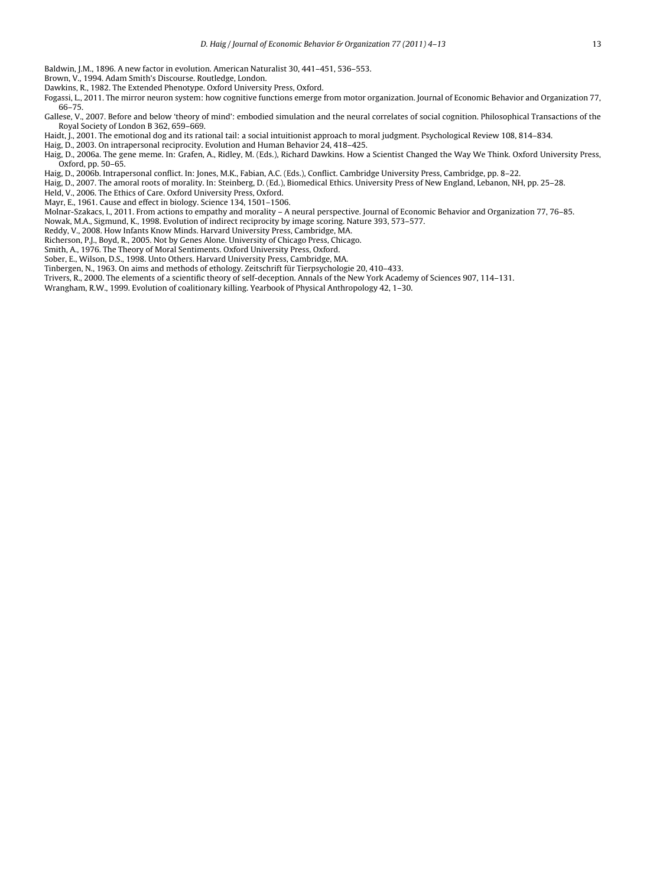Baldwin, J.M., 1896. A new factor in evolution. American Naturalist 30, 441–451, 536–553.

Brown, V., 1994. Adam Smith's Discourse. Routledge, London.

Dawkins, R., 1982. The Extended Phenotype. Oxford University Press, Oxford.

Fogassi, L., 2011. The mirror neuron system: how cognitive functions emerge from motor organization. Journal of Economic Behavior and Organization 77, 66–75.

Gallese, V., 2007. Before and below 'theory of mind': embodied simulation and the neural correlates of social cognition. Philosophical Transactions of the Royal Society of London B 362, 659–669.

Haidt, J., 2001. The emotional dog and its rational tail: a social intuitionist approach to moral judgment. Psychological Review 108, 814–834.

Haig, D., 2003. On intrapersonal reciprocity. Evolution and Human Behavior 24, 418–425.

Haig, D., 2006a. The gene meme. In: Grafen, A., Ridley, M. (Eds.), Richard Dawkins. How a Scientist Changed the Way We Think. Oxford University Press, Oxford, pp. 50–65.

Haig, D., 2006b. Intrapersonal conflict. In: Jones, M.K., Fabian, A.C. (Eds.), Conflict. Cambridge University Press, Cambridge, pp. 8–22.

Haig, D., 2007. The amoral roots of morality. In: Steinberg, D. (Ed.), Biomedical Ethics. University Press of New England, Lebanon, NH, pp. 25–28.

Held, V., 2006. The Ethics of Care. Oxford University Press, Oxford.

Mayr, E., 1961. Cause and effect in biology. Science 134, 1501–1506.

Molnar-Szakacs, I., 2011. From actions to empathy and morality – A neural perspective. Journal of Economic Behavior and Organization 77, 76–85.

Nowak, M.A., Sigmund, K., 1998. Evolution of indirect reciprocity by image scoring. Nature 393, 573–577.

Reddy, V., 2008. How Infants Know Minds. Harvard University Press, Cambridge, MA.

Richerson, P.J., Boyd, R., 2005. Not by Genes Alone. University of Chicago Press, Chicago.

Smith, A., 1976. The Theory of Moral Sentiments. Oxford University Press, Oxford.

Sober, E., Wilson, D.S., 1998. Unto Others. Harvard University Press, Cambridge, MA.

Tinbergen, N., 1963. On aims and methods of ethology. Zeitschrift für Tierpsychologie 20, 410–433.

Trivers, R., 2000. The elements of a scientific theory of self-deception. Annals of the New York Academy of Sciences 907, 114–131.

Wrangham, R.W., 1999. Evolution of coalitionary killing. Yearbook of Physical Anthropology 42, 1–30.